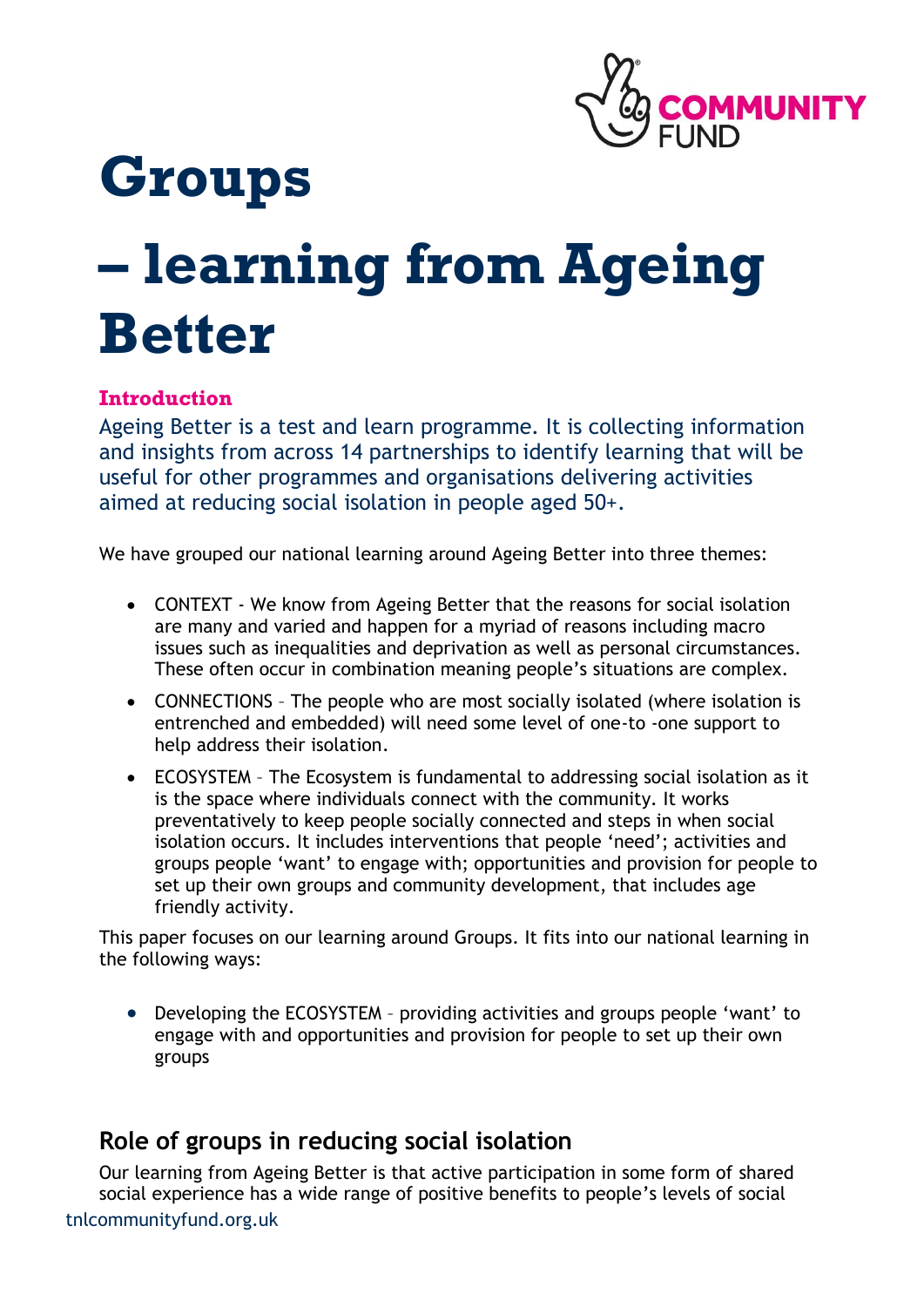# Groups – learning from Ageing Better

## Introduction

Ageing Better is a test and learn programme. It is collecting information and insights from across 14 partnerships to identify learning that will be useful for other programmes and organisations delivering activities aimed at reducing social isolation in people aged 50+.

We have grouped our national learning around Ageing Better into three themes:

- CONTEXT - We know from Ageing Better that the reasons for social isolation are many and varied and happen for a myriad of reasons including macro issues such as inequalities and deprivation as well as personal circumstances. These often occur in combination meaning people's situations are complex.
- CONNECTIONS – The people who are most socially isolated (where isolation is entrenched and embedded) will need some level of one-to -one support to help address their isolation.
- ECOSYSTEM – The Ecosystem is fundamental to addressing social isolation as it is the space where individuals connect with the community. It works preventatively to keep people socially connected and steps in when social isolation occurs. It includes interventions that people 'need'; activities and groups people 'want' to engage with; opportunities and provision for people to set up their own groups and community development, that includes age friendly activity.

This paper focuses on our learning around Groups. It fits into our national learning in the following ways:

- Developing the ECOSYSTEM – providing activities and groups people 'want' to engage with and opportunities and provision for people to set up their own groups

## Role of groups in reducing social isolation

Our learning from Ageing Better is that active participation in some form of shared social experience has a wide range of positive benefits to people's levels of social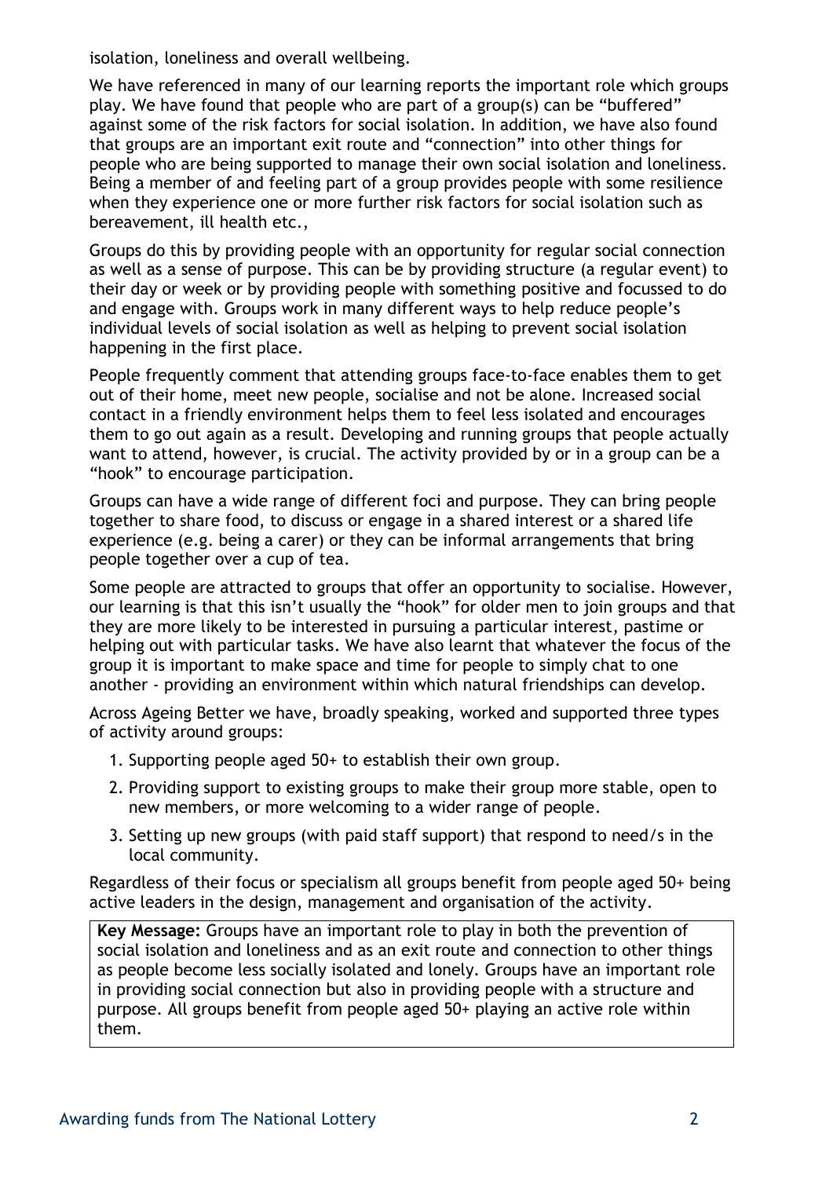isolation, loneliness and overall wellbeing.

We have referenced in many of our learning reports the important role which groups play. We have found that people who are part of a group(s) can be "buffered" against some of the risk factors for social isolation. In addition, we have also found that groups are an important exit route and "connection" into other things for people who are being supported to manage their own social isolation and loneliness. Being a member of and feeling part of a group provides people with some resilience when they experience one or more further risk factors for social isolation such as bereavement, ill health etc.,

Groups do this by providing people with an opportunity for regular social connection as well as a sense of purpose. This can be by providing structure (a regular event) to their day or week or by providing people with something positive and focussed to do and engage with. Groups work in many different ways to help reduce people's individual levels of social isolation as well as helping to prevent social isolation happening in the first place.

People frequently comment that attending groups face-to-face enables them to get out of their home, meet new people, socialise and not be alone. Increased social contact in a friendly environment helps them to feel less isolated and encourages them to go out again as a result. Developing and running groups that people actually want to attend, however, is crucial. The activity provided by or in a group can be a "hook" to encourage participation.

Groups can have a wide range of different foci and purpose. They can bring people together to share food, to discuss or engage in a shared interest or a shared life experience (e.g. being a carer) or they can be informal arrangements that bring people together over a cup of tea.

Some people are attracted to groups that offer an opportunity to socialise. However, our learning is that this isn't usually the "hook" for older men to join groups and that they are more likely to be interested in pursuing a particular interest, pastime or helping out with particular tasks. We have also learnt that whatever the focus of the group it is important to make space and time for people to simply chat to one another - providing an environment within which natural friendships can develop.

Across Ageing Better we have, broadly speaking, worked and supported three types of activity around groups:

1. Supporting people aged 50+ to establish their own group.
2. Providing support to existing groups to make their group more stable, open to new members, or more welcoming to a wider range of people.
3. Setting up new groups (with paid staff support) that respond to need/s in the local community.

Regardless of their focus or specialism all groups benefit from people aged 50+ being active leaders in the design, management and organisation of the activity.

**Key Message:** Groups have an important role to play in both the prevention of social isolation and loneliness and as an exit route and connection to other things as people become less socially isolated and lonely. Groups have an important role in providing social connection but also in providing people with a structure and purpose. All groups benefit from people aged 50+ playing an active role within them.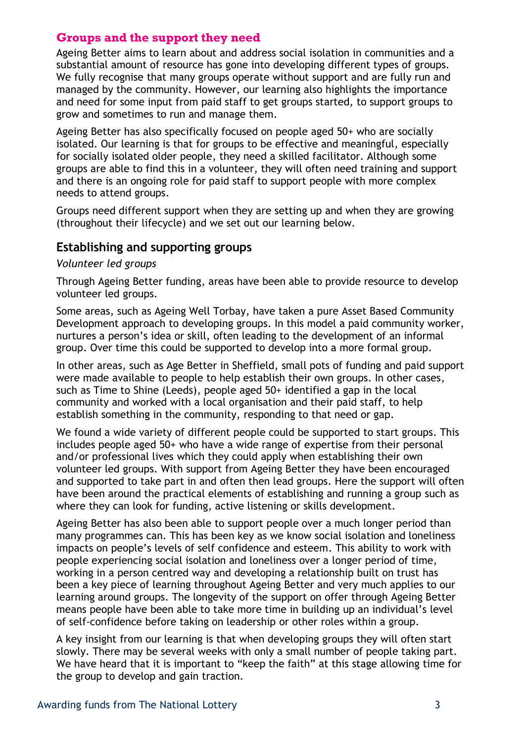## Groups and the support they need

Ageing Better aims to learn about and address social isolation in communities and a substantial amount of resource has gone into developing different types of groups. We fully recognise that many groups operate without support and are fully run and managed by the community. However, our learning also highlights the importance and need for some input from paid staff to get groups started, to support groups to grow and sometimes to run and manage them.

Ageing Better has also specifically focused on people aged 50+ who are socially isolated. Our learning is that for groups to be effective and meaningful, especially for socially isolated older people, they need a skilled facilitator. Although some groups are able to find this in a volunteer, they will often need training and support and there is an ongoing role for paid staff to support people with more complex needs to attend groups.

Groups need different support when they are setting up and when they are growing (throughout their lifecycle) and we set out our learning below.

### Establishing and supporting groups

*Volunteer led groups*

Through Ageing Better funding, areas have been able to provide resource to develop volunteer led groups.

Some areas, such as Ageing Well Torbay, have taken a pure Asset Based Community Development approach to developing groups. In this model a paid community worker, nurtures a person's idea or skill, often leading to the development of an informal group. Over time this could be supported to develop into a more formal group.

In other areas, such as Age Better in Sheffield, small pots of funding and paid support were made available to people to help establish their own groups. In other cases, such as Time to Shine (Leeds), people aged 50+ identified a gap in the local community and worked with a local organisation and their paid staff, to help establish something in the community, responding to that need or gap.

We found a wide variety of different people could be supported to start groups. This includes people aged 50+ who have a wide range of expertise from their personal and/or professional lives which they could apply when establishing their own volunteer led groups. With support from Ageing Better they have been encouraged and supported to take part in and often then lead groups. Here the support will often have been around the practical elements of establishing and running a group such as where they can look for funding, active listening or skills development.

Ageing Better has also been able to support people over a much longer period than many programmes can. This has been key as we know social isolation and loneliness impacts on people's levels of self confidence and esteem. This ability to work with people experiencing social isolation and loneliness over a longer period of time, working in a person centred way and developing a relationship built on trust has been a key piece of learning throughout Ageing Better and very much applies to our learning around groups. The longevity of the support on offer through Ageing Better means people have been able to take more time in building up an individual's level of self-confidence before taking on leadership or other roles within a group.

A key insight from our learning is that when developing groups they will often start slowly. There may be several weeks with only a small number of people taking part. We have heard that it is important to "keep the faith" at this stage allowing time for the group to develop and gain traction.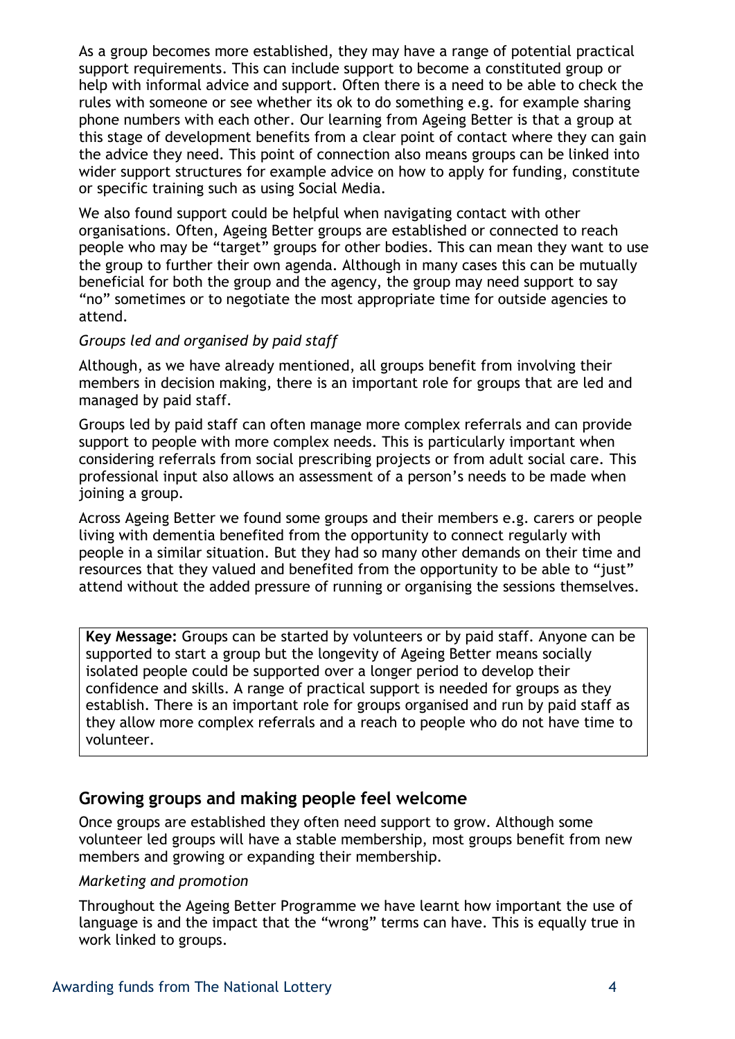As a group becomes more established, they may have a range of potential practical support requirements. This can include support to become a constituted group or help with informal advice and support. Often there is a need to be able to check the rules with someone or see whether its ok to do something e.g. for example sharing phone numbers with each other. Our learning from Ageing Better is that a group at this stage of development benefits from a clear point of contact where they can gain the advice they need. This point of connection also means groups can be linked into wider support structures for example advice on how to apply for funding, constitute or specific training such as using Social Media.

We also found support could be helpful when navigating contact with other organisations. Often, Ageing Better groups are established or connected to reach people who may be "target" groups for other bodies. This can mean they want to use the group to further their own agenda. Although in many cases this can be mutually beneficial for both the group and the agency, the group may need support to say "no" sometimes or to negotiate the most appropriate time for outside agencies to attend.

*Groups led and organised by paid staff*

Although, as we have already mentioned, all groups benefit from involving their members in decision making, there is an important role for groups that are led and managed by paid staff.

Groups led by paid staff can often manage more complex referrals and can provide support to people with more complex needs. This is particularly important when considering referrals from social prescribing projects or from adult social care. This professional input also allows an assessment of a person's needs to be made when joining a group.

Across Ageing Better we found some groups and their members e.g. carers or people living with dementia benefited from the opportunity to connect regularly with people in a similar situation. But they had so many other demands on their time and resources that they valued and benefited from the opportunity to be able to "just" attend without the added pressure of running or organising the sessions themselves.

> **Key Message:** Groups can be started by volunteers or by paid staff. Anyone can be supported to start a group but the longevity of Ageing Better means socially isolated people could be supported over a longer period to develop their confidence and skills. A range of practical support is needed for groups as they establish. There is an important role for groups organised and run by paid staff as they allow more complex referrals and a reach to people who do not have time to volunteer.

## Growing groups and making people feel welcome

Once groups are established they often need support to grow. Although some volunteer led groups will have a stable membership, most groups benefit from new members and growing or expanding their membership.

*Marketing and promotion*

Throughout the Ageing Better Programme we have learnt how important the use of language is and the impact that the "wrong" terms can have. This is equally true in work linked to groups.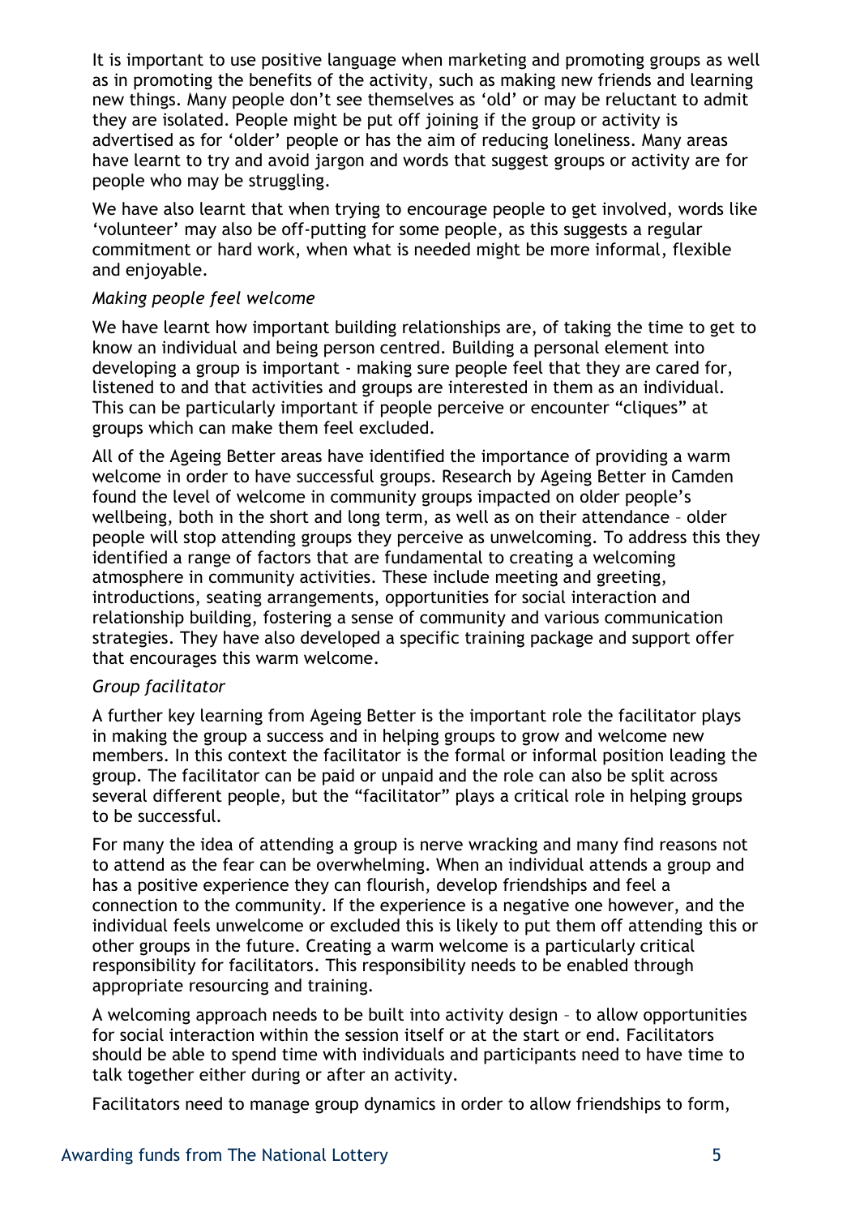It is important to use positive language when marketing and promoting groups as well as in promoting the benefits of the activity, such as making new friends and learning new things. Many people don't see themselves as 'old' or may be reluctant to admit they are isolated. People might be put off joining if the group or activity is advertised as for 'older' people or has the aim of reducing loneliness. Many areas have learnt to try and avoid jargon and words that suggest groups or activity are for people who may be struggling.

We have also learnt that when trying to encourage people to get involved, words like 'volunteer' may also be off-putting for some people, as this suggests a regular commitment or hard work, when what is needed might be more informal, flexible and enjoyable.

*Making people feel welcome*

We have learnt how important building relationships are, of taking the time to get to know an individual and being person centred. Building a personal element into developing a group is important - making sure people feel that they are cared for, listened to and that activities and groups are interested in them as an individual. This can be particularly important if people perceive or encounter "cliques" at groups which can make them feel excluded.

All of the Ageing Better areas have identified the importance of providing a warm welcome in order to have successful groups. Research by Ageing Better in Camden found the level of welcome in community groups impacted on older people's wellbeing, both in the short and long term, as well as on their attendance – older people will stop attending groups they perceive as unwelcoming. To address this they identified a range of factors that are fundamental to creating a welcoming atmosphere in community activities. These include meeting and greeting, introductions, seating arrangements, opportunities for social interaction and relationship building, fostering a sense of community and various communication strategies. They have also developed a specific training package and support offer that encourages this warm welcome.

*Group facilitator*

A further key learning from Ageing Better is the important role the facilitator plays in making the group a success and in helping groups to grow and welcome new members. In this context the facilitator is the formal or informal position leading the group. The facilitator can be paid or unpaid and the role can also be split across several different people, but the "facilitator" plays a critical role in helping groups to be successful.

For many the idea of attending a group is nerve wracking and many find reasons not to attend as the fear can be overwhelming. When an individual attends a group and has a positive experience they can flourish, develop friendships and feel a connection to the community. If the experience is a negative one however, and the individual feels unwelcome or excluded this is likely to put them off attending this or other groups in the future. Creating a warm welcome is a particularly critical responsibility for facilitators. This responsibility needs to be enabled through appropriate resourcing and training.

A welcoming approach needs to be built into activity design – to allow opportunities for social interaction within the session itself or at the start or end. Facilitators should be able to spend time with individuals and participants need to have time to talk together either during or after an activity.

Facilitators need to manage group dynamics in order to allow friendships to form,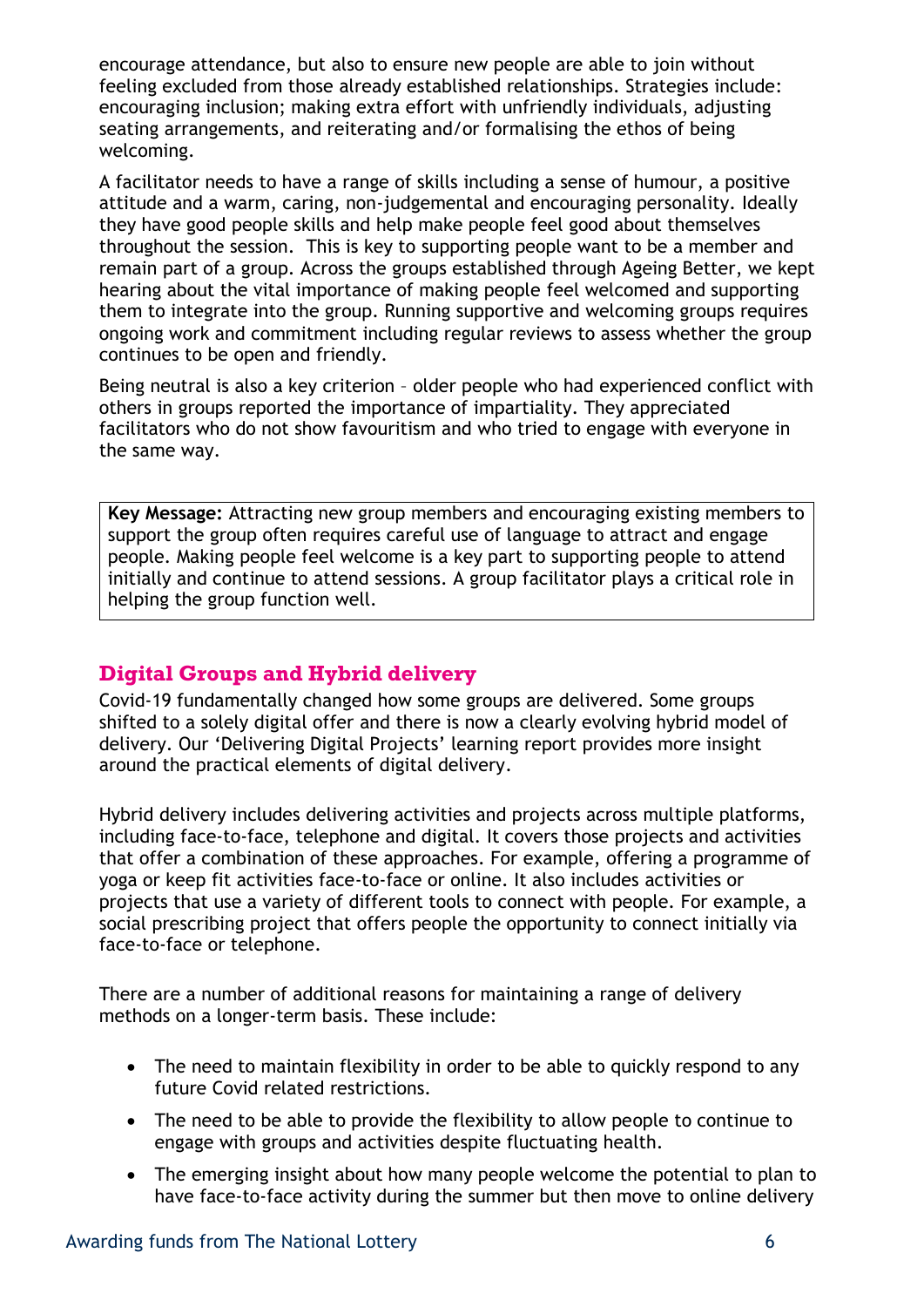encourage attendance, but also to ensure new people are able to join without feeling excluded from those already established relationships. Strategies include: encouraging inclusion; making extra effort with unfriendly individuals, adjusting seating arrangements, and reiterating and/or formalising the ethos of being welcoming.

A facilitator needs to have a range of skills including a sense of humour, a positive attitude and a warm, caring, non-judgemental and encouraging personality. Ideally they have good people skills and help make people feel good about themselves throughout the session. This is key to supporting people want to be a member and remain part of a group. Across the groups established through Ageing Better, we kept hearing about the vital importance of making people feel welcomed and supporting them to integrate into the group. Running supportive and welcoming groups requires ongoing work and commitment including regular reviews to assess whether the group continues to be open and friendly.

Being neutral is also a key criterion – older people who had experienced conflict with others in groups reported the importance of impartiality. They appreciated facilitators who do not show favouritism and who tried to engage with everyone in the same way.

> **Key Message:** Attracting new group members and encouraging existing members to support the group often requires careful use of language to attract and engage people. Making people feel welcome is a key part to supporting people to attend initially and continue to attend sessions. A group facilitator plays a critical role in helping the group function well.

## Digital Groups and Hybrid delivery

Covid-19 fundamentally changed how some groups are delivered. Some groups shifted to a solely digital offer and there is now a clearly evolving hybrid model of delivery. Our 'Delivering Digital Projects' learning report provides more insight around the practical elements of digital delivery.

Hybrid delivery includes delivering activities and projects across multiple platforms, including face-to-face, telephone and digital. It covers those projects and activities that offer a combination of these approaches. For example, offering a programme of yoga or keep fit activities face-to-face or online. It also includes activities or projects that use a variety of different tools to connect with people. For example, a social prescribing project that offers people the opportunity to connect initially via face-to-face or telephone.

There are a number of additional reasons for maintaining a range of delivery methods on a longer-term basis. These include:

- The need to maintain flexibility in order to be able to quickly respond to any future Covid related restrictions.
- The need to be able to provide the flexibility to allow people to continue to engage with groups and activities despite fluctuating health.
- The emerging insight about how many people welcome the potential to plan to have face-to-face activity during the summer but then move to online delivery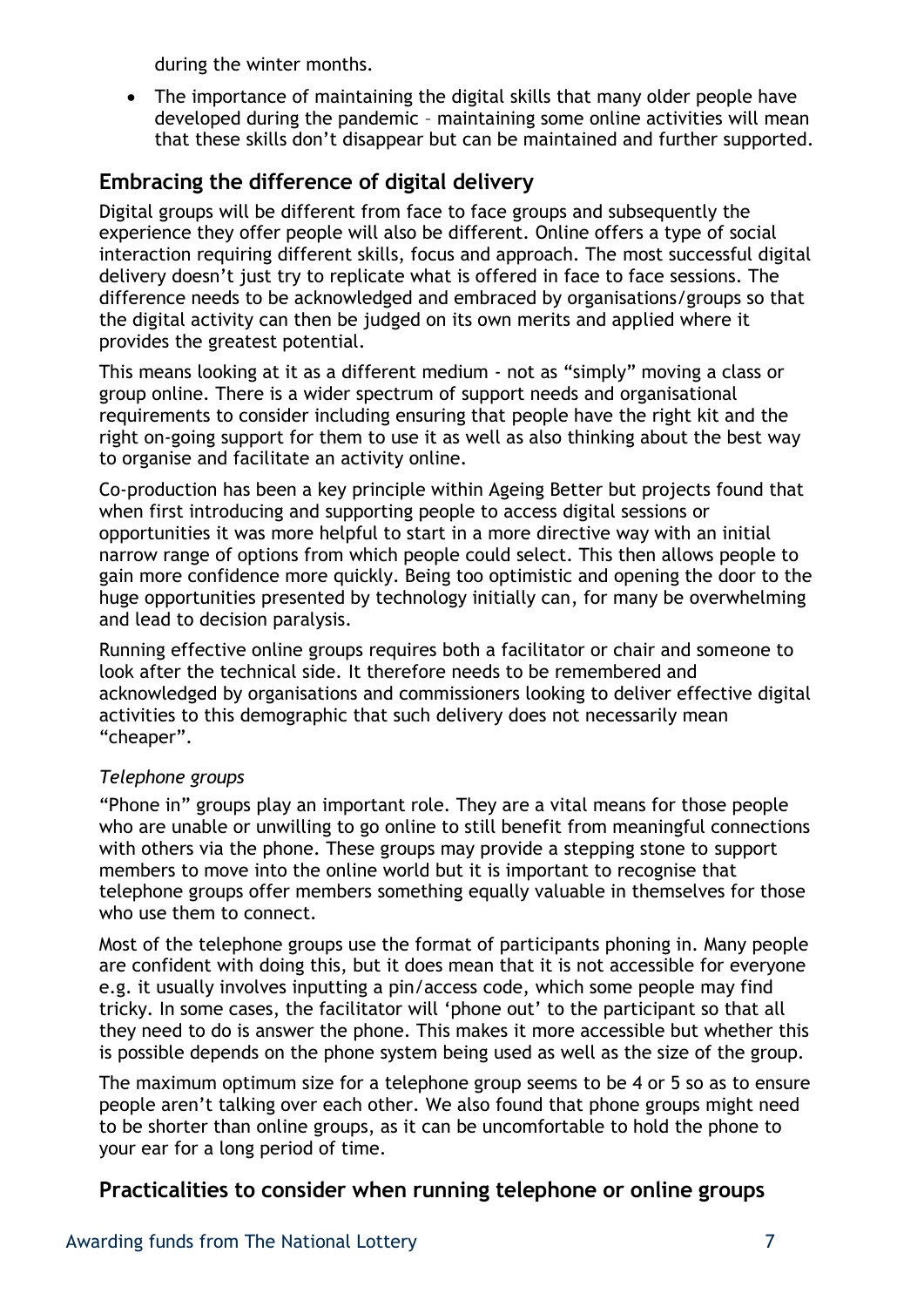during the winter months.

- The importance of maintaining the digital skills that many older people have developed during the pandemic – maintaining some online activities will mean that these skills don't disappear but can be maintained and further supported.

## Embracing the difference of digital delivery

Digital groups will be different from face to face groups and subsequently the experience they offer people will also be different. Online offers a type of social interaction requiring different skills, focus and approach. The most successful digital delivery doesn't just try to replicate what is offered in face to face sessions. The difference needs to be acknowledged and embraced by organisations/groups so that the digital activity can then be judged on its own merits and applied where it provides the greatest potential.

This means looking at it as a different medium - not as "simply" moving a class or group online. There is a wider spectrum of support needs and organisational requirements to consider including ensuring that people have the right kit and the right on-going support for them to use it as well as also thinking about the best way to organise and facilitate an activity online.

Co-production has been a key principle within Ageing Better but projects found that when first introducing and supporting people to access digital sessions or opportunities it was more helpful to start in a more directive way with an initial narrow range of options from which people could select. This then allows people to gain more confidence more quickly. Being too optimistic and opening the door to the huge opportunities presented by technology initially can, for many be overwhelming and lead to decision paralysis.

Running effective online groups requires both a facilitator or chair and someone to look after the technical side. It therefore needs to be remembered and acknowledged by organisations and commissioners looking to deliver effective digital activities to this demographic that such delivery does not necessarily mean "cheaper".

### *Telephone groups*

"Phone in" groups play an important role. They are a vital means for those people who are unable or unwilling to go online to still benefit from meaningful connections with others via the phone. These groups may provide a stepping stone to support members to move into the online world but it is important to recognise that telephone groups offer members something equally valuable in themselves for those who use them to connect.

Most of the telephone groups use the format of participants phoning in. Many people are confident with doing this, but it does mean that it is not accessible for everyone e.g. it usually involves inputting a pin/access code, which some people may find tricky. In some cases, the facilitator will 'phone out' to the participant so that all they need to do is answer the phone. This makes it more accessible but whether this is possible depends on the phone system being used as well as the size of the group.

The maximum optimum size for a telephone group seems to be 4 or 5 so as to ensure people aren't talking over each other. We also found that phone groups might need to be shorter than online groups, as it can be uncomfortable to hold the phone to your ear for a long period of time.

## Practicalities to consider when running telephone or online groups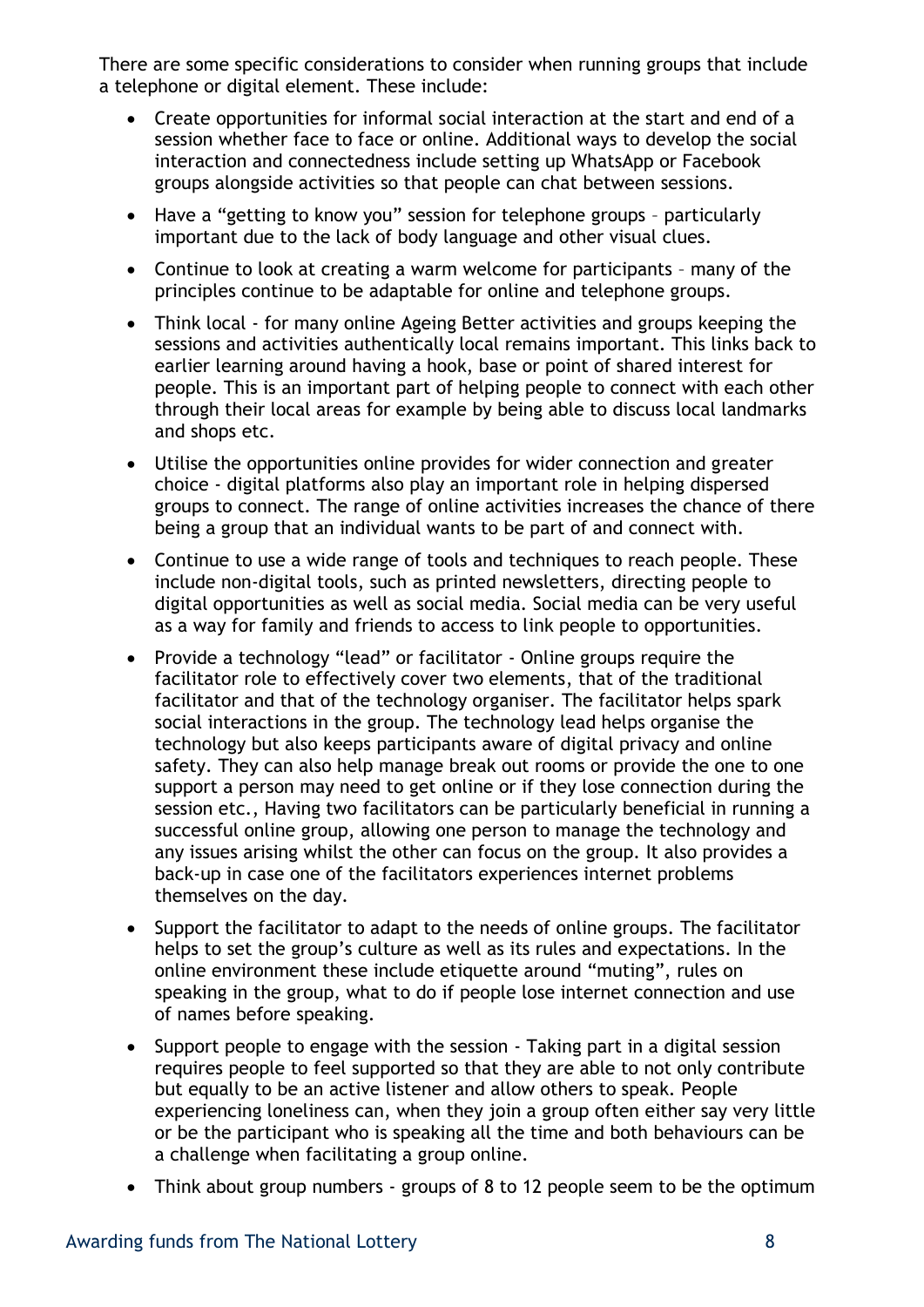There are some specific considerations to consider when running groups that include a telephone or digital element. These include:

- Create opportunities for informal social interaction at the start and end of a session whether face to face or online. Additional ways to develop the social interaction and connectedness include setting up WhatsApp or Facebook groups alongside activities so that people can chat between sessions.
- Have a "getting to know you" session for telephone groups – particularly important due to the lack of body language and other visual clues.
- Continue to look at creating a warm welcome for participants – many of the principles continue to be adaptable for online and telephone groups.
- Think local - for many online Ageing Better activities and groups keeping the sessions and activities authentically local remains important. This links back to earlier learning around having a hook, base or point of shared interest for people. This is an important part of helping people to connect with each other through their local areas for example by being able to discuss local landmarks and shops etc.
- Utilise the opportunities online provides for wider connection and greater choice - digital platforms also play an important role in helping dispersed groups to connect. The range of online activities increases the chance of there being a group that an individual wants to be part of and connect with.
- Continue to use a wide range of tools and techniques to reach people. These include non-digital tools, such as printed newsletters, directing people to digital opportunities as well as social media. Social media can be very useful as a way for family and friends to access to link people to opportunities.
- Provide a technology "lead" or facilitator - Online groups require the facilitator role to effectively cover two elements, that of the traditional facilitator and that of the technology organiser. The facilitator helps spark social interactions in the group. The technology lead helps organise the technology but also keeps participants aware of digital privacy and online safety. They can also help manage break out rooms or provide the one to one support a person may need to get online or if they lose connection during the session etc., Having two facilitators can be particularly beneficial in running a successful online group, allowing one person to manage the technology and any issues arising whilst the other can focus on the group. It also provides a back-up in case one of the facilitators experiences internet problems themselves on the day.
- Support the facilitator to adapt to the needs of online groups. The facilitator helps to set the group's culture as well as its rules and expectations. In the online environment these include etiquette around "muting", rules on speaking in the group, what to do if people lose internet connection and use of names before speaking.
- Support people to engage with the session - Taking part in a digital session requires people to feel supported so that they are able to not only contribute but equally to be an active listener and allow others to speak. People experiencing loneliness can, when they join a group often either say very little or be the participant who is speaking all the time and both behaviours can be a challenge when facilitating a group online.
- Think about group numbers - groups of 8 to 12 people seem to be the optimum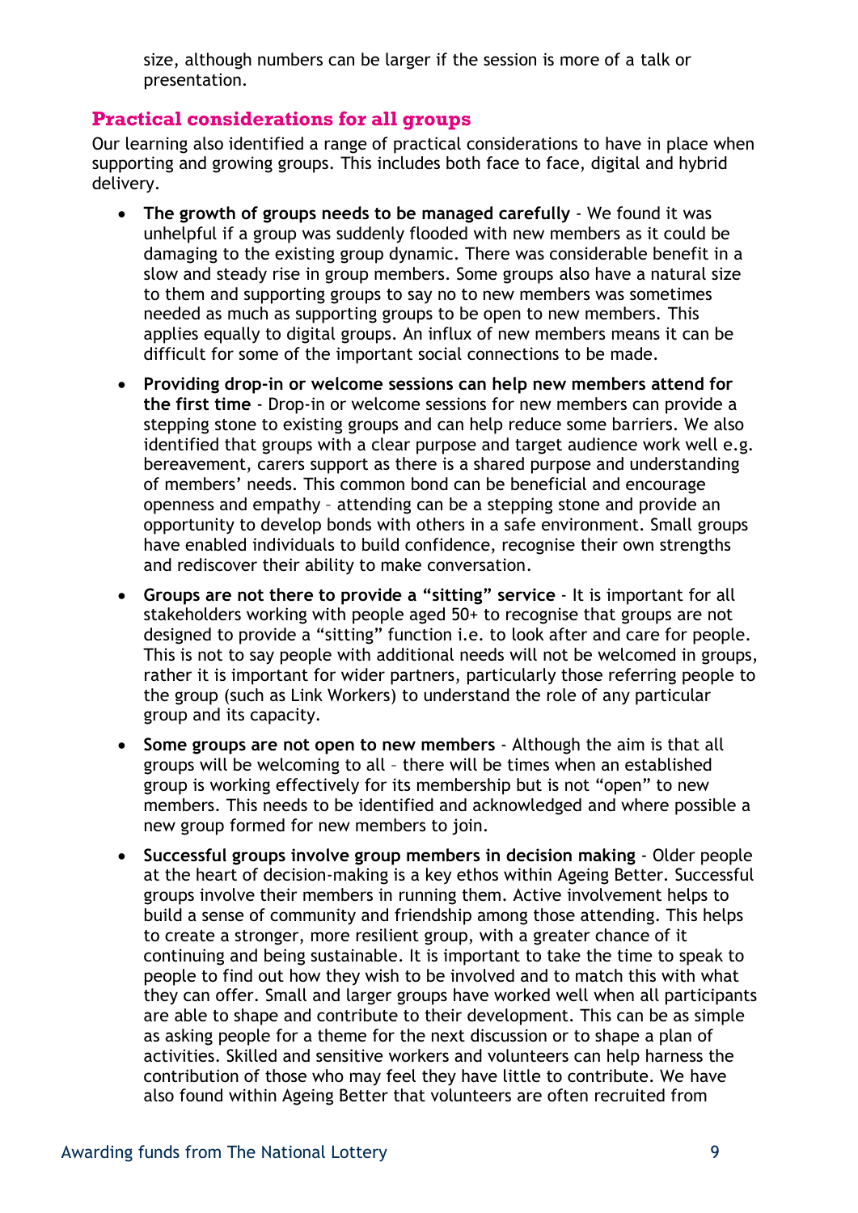size, although numbers can be larger if the session is more of a talk or presentation.

## Practical considerations for all groups

Our learning also identified a range of practical considerations to have in place when supporting and growing groups. This includes both face to face, digital and hybrid delivery.

- **The growth of groups needs to be managed carefully** - We found it was unhelpful if a group was suddenly flooded with new members as it could be damaging to the existing group dynamic. There was considerable benefit in a slow and steady rise in group members. Some groups also have a natural size to them and supporting groups to say no to new members was sometimes needed as much as supporting groups to be open to new members. This applies equally to digital groups. An influx of new members means it can be difficult for some of the important social connections to be made.
- **Providing drop-in or welcome sessions can help new members attend for the first time** - Drop-in or welcome sessions for new members can provide a stepping stone to existing groups and can help reduce some barriers. We also identified that groups with a clear purpose and target audience work well e.g. bereavement, carers support as there is a shared purpose and understanding of members' needs. This common bond can be beneficial and encourage openness and empathy – attending can be a stepping stone and provide an opportunity to develop bonds with others in a safe environment. Small groups have enabled individuals to build confidence, recognise their own strengths and rediscover their ability to make conversation.
- **Groups are not there to provide a "sitting" service** - It is important for all stakeholders working with people aged 50+ to recognise that groups are not designed to provide a "sitting" function i.e. to look after and care for people. This is not to say people with additional needs will not be welcomed in groups, rather it is important for wider partners, particularly those referring people to the group (such as Link Workers) to understand the role of any particular group and its capacity.
- **Some groups are not open to new members** - Although the aim is that all groups will be welcoming to all – there will be times when an established group is working effectively for its membership but is not "open" to new members. This needs to be identified and acknowledged and where possible a new group formed for new members to join.
- **Successful groups involve group members in decision making** - Older people at the heart of decision-making is a key ethos within Ageing Better. Successful groups involve their members in running them. Active involvement helps to build a sense of community and friendship among those attending. This helps to create a stronger, more resilient group, with a greater chance of it continuing and being sustainable. It is important to take the time to speak to people to find out how they wish to be involved and to match this with what they can offer. Small and larger groups have worked well when all participants are able to shape and contribute to their development. This can be as simple as asking people for a theme for the next discussion or to shape a plan of activities. Skilled and sensitive workers and volunteers can help harness the contribution of those who may feel they have little to contribute. We have also found within Ageing Better that volunteers are often recruited from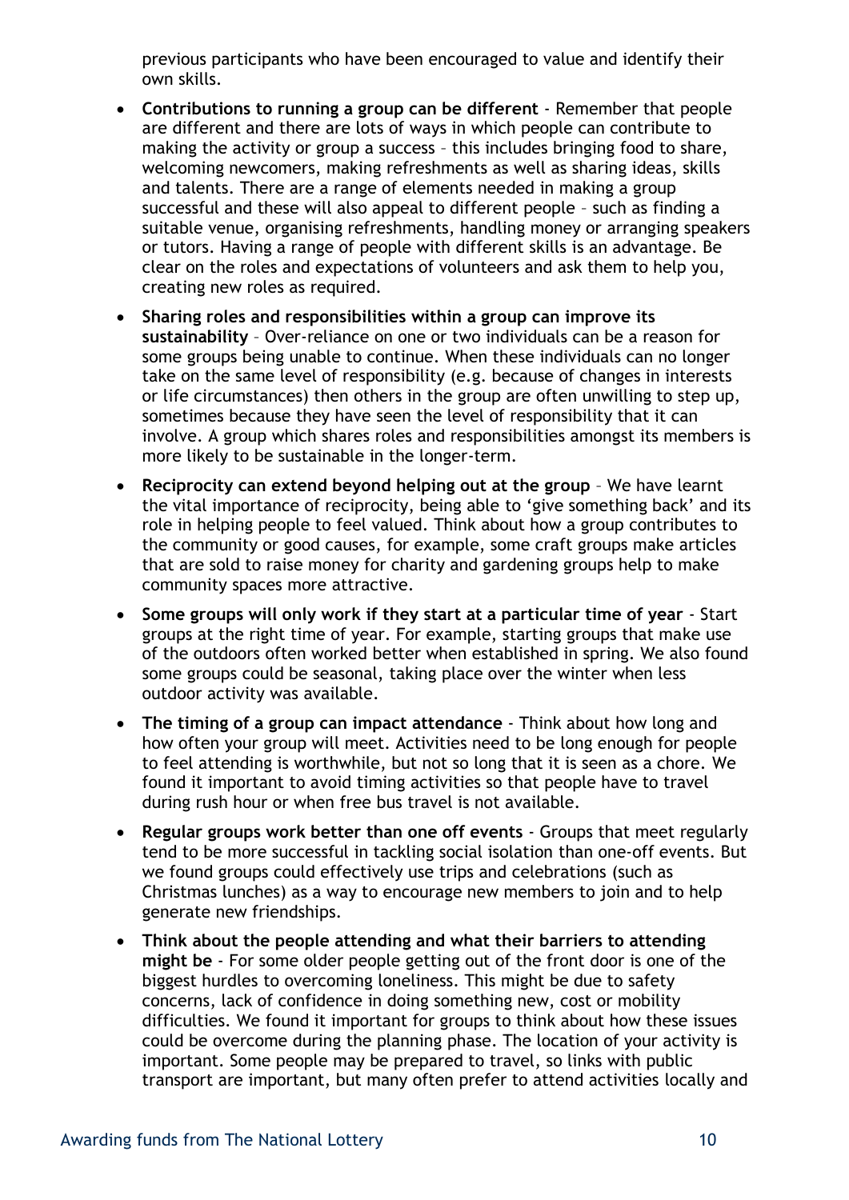previous participants who have been encouraged to value and identify their own skills.

- **Contributions to running a group can be different** - Remember that people are different and there are lots of ways in which people can contribute to making the activity or group a success – this includes bringing food to share, welcoming newcomers, making refreshments as well as sharing ideas, skills and talents. There are a range of elements needed in making a group successful and these will also appeal to different people – such as finding a suitable venue, organising refreshments, handling money or arranging speakers or tutors. Having a range of people with different skills is an advantage. Be clear on the roles and expectations of volunteers and ask them to help you, creating new roles as required.
- **Sharing roles and responsibilities within a group can improve its sustainability** – Over-reliance on one or two individuals can be a reason for some groups being unable to continue. When these individuals can no longer take on the same level of responsibility (e.g. because of changes in interests or life circumstances) then others in the group are often unwilling to step up, sometimes because they have seen the level of responsibility that it can involve. A group which shares roles and responsibilities amongst its members is more likely to be sustainable in the longer-term.
- **Reciprocity can extend beyond helping out at the group** – We have learnt the vital importance of reciprocity, being able to 'give something back' and its role in helping people to feel valued. Think about how a group contributes to the community or good causes, for example, some craft groups make articles that are sold to raise money for charity and gardening groups help to make community spaces more attractive.
- **Some groups will only work if they start at a particular time of year** - Start groups at the right time of year. For example, starting groups that make use of the outdoors often worked better when established in spring. We also found some groups could be seasonal, taking place over the winter when less outdoor activity was available.
- **The timing of a group can impact attendance** - Think about how long and how often your group will meet. Activities need to be long enough for people to feel attending is worthwhile, but not so long that it is seen as a chore. We found it important to avoid timing activities so that people have to travel during rush hour or when free bus travel is not available.
- **Regular groups work better than one off events** - Groups that meet regularly tend to be more successful in tackling social isolation than one-off events. But we found groups could effectively use trips and celebrations (such as Christmas lunches) as a way to encourage new members to join and to help generate new friendships.
- **Think about the people attending and what their barriers to attending might be** - For some older people getting out of the front door is one of the biggest hurdles to overcoming loneliness. This might be due to safety concerns, lack of confidence in doing something new, cost or mobility difficulties. We found it important for groups to think about how these issues could be overcome during the planning phase. The location of your activity is important. Some people may be prepared to travel, so links with public transport are important, but many often prefer to attend activities locally and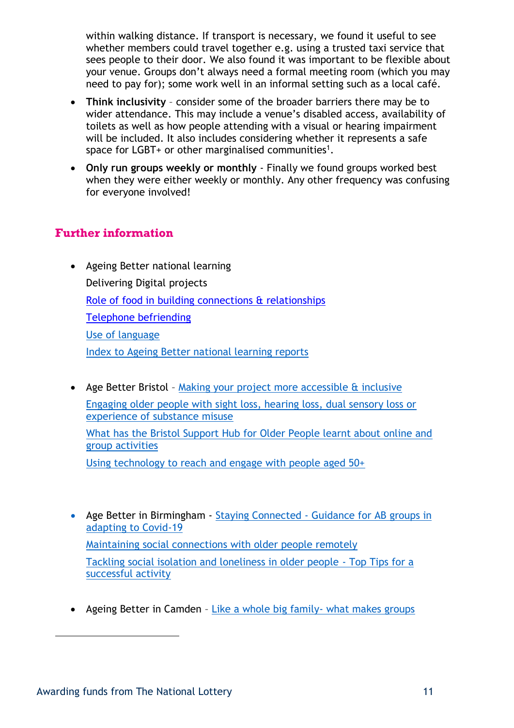within walking distance. If transport is necessary, we found it useful to see whether members could travel together e.g. using a trusted taxi service that sees people to their door. We also found it was important to be flexible about your venue. Groups don't always need a formal meeting room (which you may need to pay for); some work well in an informal setting such as a local café.

- **Think inclusivity** – consider some of the broader barriers there may be to wider attendance. This may include a venue's disabled access, availability of toilets as well as how people attending with a visual or hearing impairment will be included. It also includes considering whether it represents a safe space for LGBT+ or other marginalised communities[1].
- **Only run groups weekly or monthly** - Finally we found groups worked best when they were either weekly or monthly. Any other frequency was confusing for everyone involved!

## Further information

- Ageing Better national learning

  Delivering Digital projects

  Role of food in building connections & relationships

  Telephone befriending

  Use of language

  Index to Ageing Better national learning reports

- Age Better Bristol – Making your project more accessible & inclusive

  Engaging older people with sight loss, hearing loss, dual sensory loss or experience of substance misuse

  What has the Bristol Support Hub for Older People learnt about online and group activities

  Using technology to reach and engage with people aged 50+

- Age Better in Birmingham - Staying Connected - Guidance for AB groups in adapting to Covid-19

  Maintaining social connections with older people remotely

  Tackling social isolation and loneliness in older people - Top Tips for a successful activity

- Ageing Better in Camden – Like a whole big family- what makes groups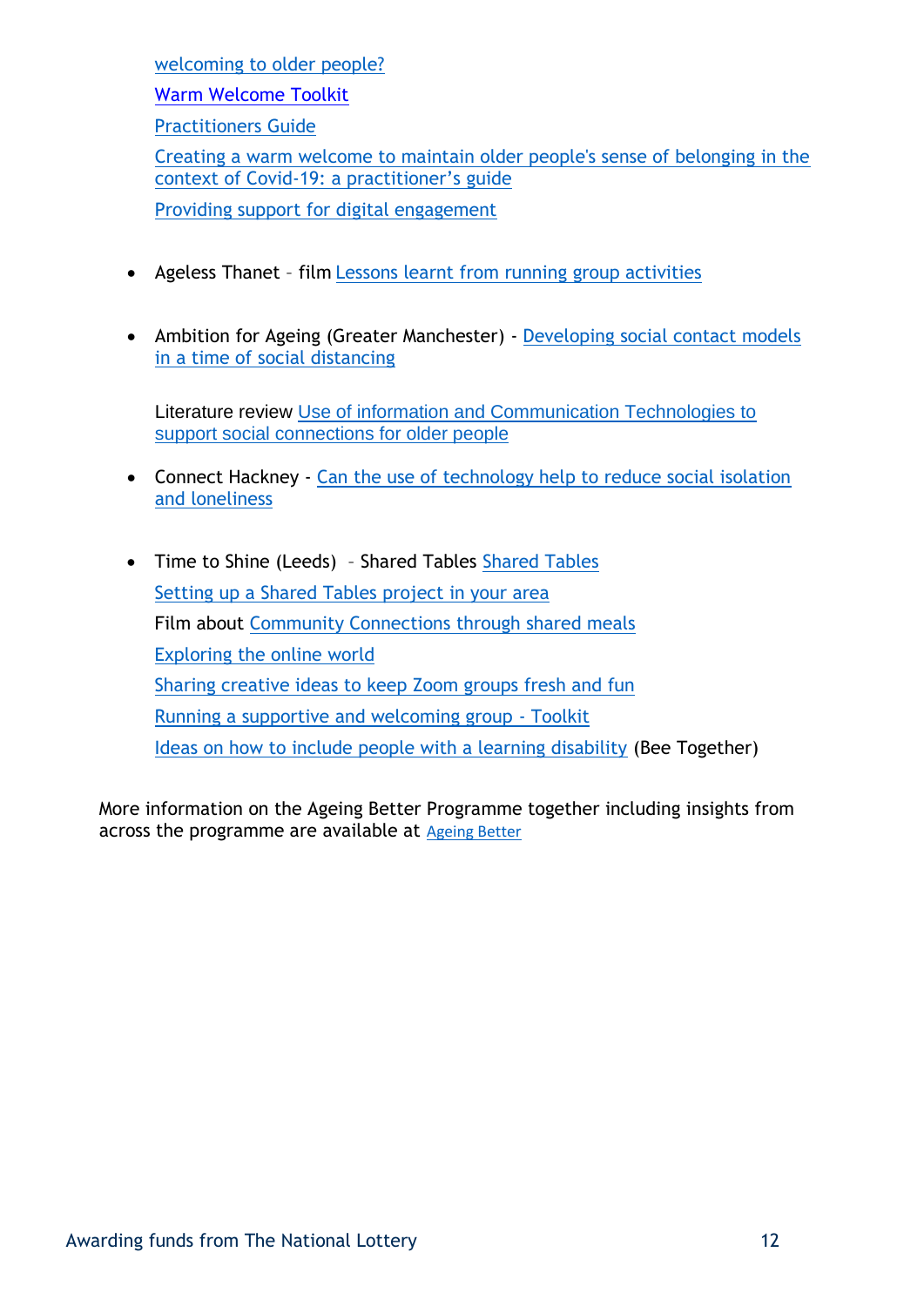welcoming to older people?

Warm Welcome Toolkit

Practitioners Guide

Creating a warm welcome to maintain older people's sense of belonging in the context of Covid-19: a practitioner's guide

Providing support for digital engagement

- Ageless Thanet – film Lessons learnt from running group activities

- Ambition for Ageing (Greater Manchester) - Developing social contact models in a time of social distancing

  Literature review Use of information and Communication Technologies to support social connections for older people

- Connect Hackney - Can the use of technology help to reduce social isolation and loneliness

- Time to Shine (Leeds) – Shared Tables Shared Tables

  Setting up a Shared Tables project in your area

  Film about Community Connections through shared meals

  Exploring the online world

  Sharing creative ideas to keep Zoom groups fresh and fun

  Running a supportive and welcoming group - Toolkit

  Ideas on how to include people with a learning disability (Bee Together)

More information on the Ageing Better Programme together including insights from across the programme are available at Ageing Better